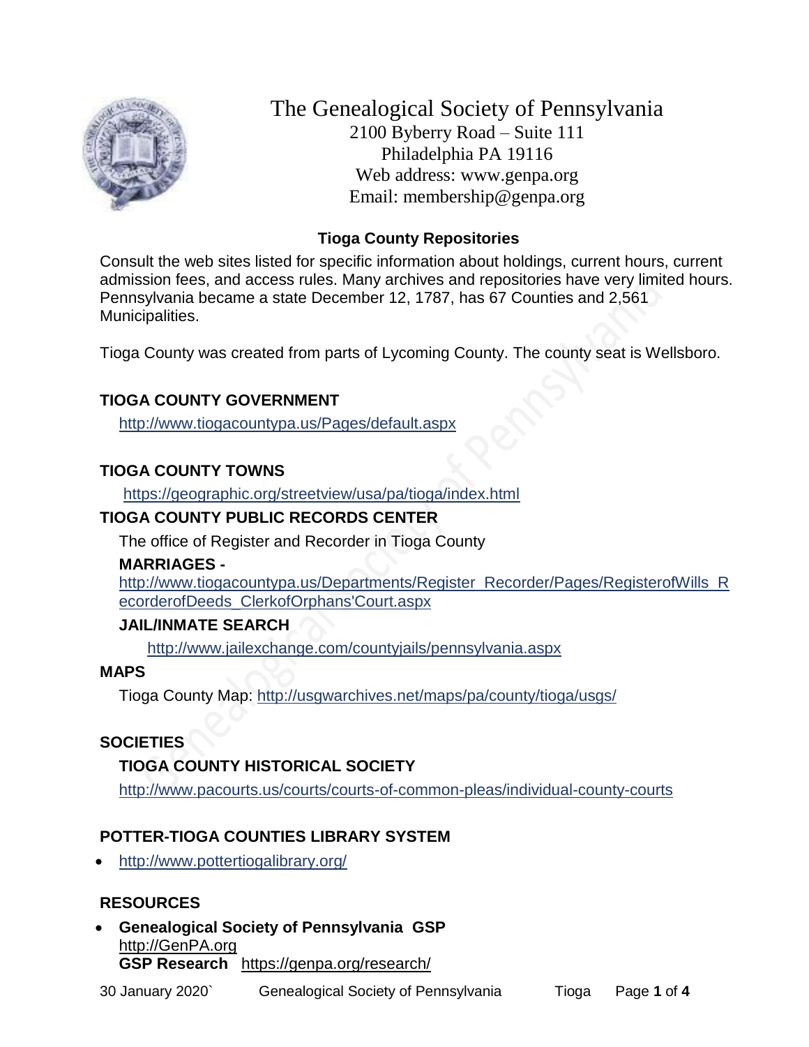# The Genealogical Society of Pennsylvania

2100 Byberry Road – Suite 111
Philadelphia PA 19116
Web address: www.genpa.org
Email: membership@genpa.org

## Tioga County Repositories

Consult the web sites listed for specific information about holdings, current hours, current admission fees, and access rules. Many archives and repositories have very limited hours. Pennsylvania became a state December 12, 1787, has 67 Counties and 2,561 Municipalities.

Tioga County was created from parts of Lycoming County. The county seat is Wellsboro.

### TIOGA COUNTY GOVERNMENT

http://www.tiogacountypa.us/Pages/default.aspx

### TIOGA COUNTY TOWNS

https://geographic.org/streetview/usa/pa/tioga/index.html

### TIOGA COUNTY PUBLIC RECORDS CENTER

The office of Register and Recorder in Tioga County

#### MARRIAGES -

http://www.tiogacountypa.us/Departments/Register_Recorder/Pages/RegisterofWills_RecorderofDeeds_ClerkofOrphans'Court.aspx

#### JAIL/INMATE SEARCH

http://www.jailexchange.com/countyjails/pennsylvania.aspx

### MAPS

Tioga County Map: http://usgwarchives.net/maps/pa/county/tioga/usgs/

### SOCIETIES

#### TIOGA COUNTY HISTORICAL SOCIETY

http://www.pacourts.us/courts/courts-of-common-pleas/individual-county-courts

### POTTER-TIOGA COUNTIES LIBRARY SYSTEM

- http://www.pottertiogalibrary.org/

### RESOURCES

- **Genealogical Society of Pennsylvania GSP**
  http://GenPA.org
  **GSP Research** https://genpa.org/research/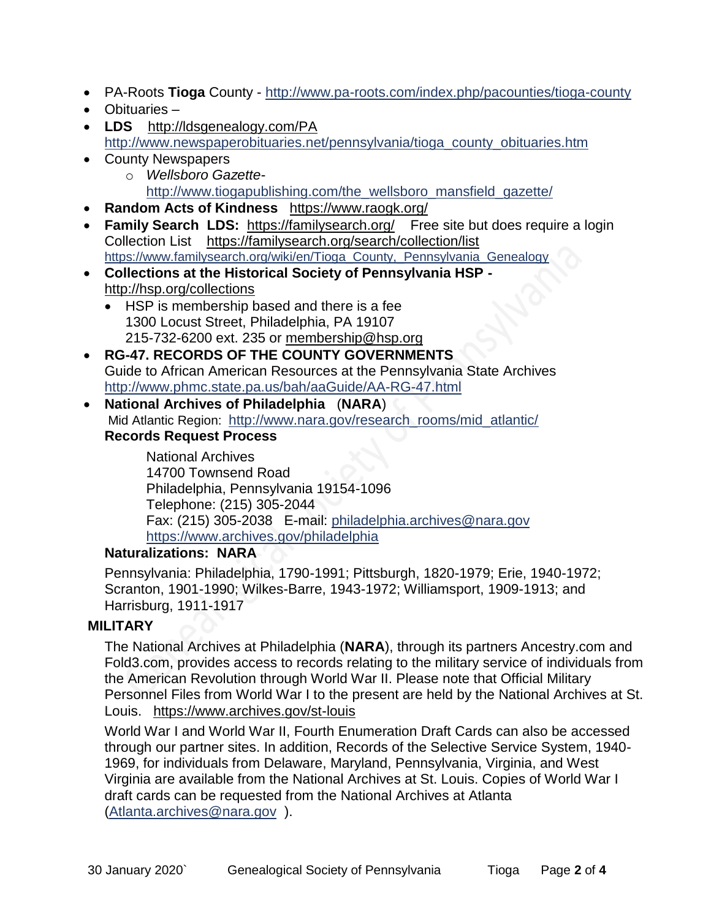- PA-Roots **Tioga** County - http://www.pa-roots.com/index.php/pacounties/tioga-county
- Obituaries –
- **LDS** http://ldsgenealogy.com/PA
  http://www.newspaperobituaries.net/pennsylvania/tioga_county_obituaries.htm
- County Newspapers
  - *Wellsboro Gazette*-
    http://www.tiogapublishing.com/the_wellsboro_mansfield_gazette/
- **Random Acts of Kindness** https://www.raogk.org/
- **Family Search LDS:** https://familysearch.org/ Free site but does require a login
  Collection List https://familysearch.org/search/collection/list
  https://www.familysearch.org/wiki/en/Tioga_County,_Pennsylvania_Genealogy
- **Collections at the Historical Society of Pennsylvania HSP -**
  http://hsp.org/collections
  - HSP is membership based and there is a fee
    1300 Locust Street, Philadelphia, PA 19107
    215-732-6200 ext. 235 or membership@hsp.org
- **RG-47. RECORDS OF THE COUNTY GOVERNMENTS**
  Guide to African American Resources at the Pennsylvania State Archives
  http://www.phmc.state.pa.us/bah/aaGuide/AA-RG-47.html
- **National Archives of Philadelphia** (**NARA**)
  Mid Atlantic Region: http://www.nara.gov/research_rooms/mid_atlantic/
  **Records Request Process**

  National Archives
  14700 Townsend Road
  Philadelphia, Pennsylvania 19154-1096
  Telephone: (215) 305-2044
  Fax: (215) 305-2038 E-mail: philadelphia.archives@nara.gov
  https://www.archives.gov/philadelphia

  **Naturalizations: NARA**

  Pennsylvania: Philadelphia, 1790-1991; Pittsburgh, 1820-1979; Erie, 1940-1972; Scranton, 1901-1990; Wilkes-Barre, 1943-1972; Williamsport, 1909-1913; and Harrisburg, 1911-1917

**MILITARY**

The National Archives at Philadelphia (**NARA**), through its partners Ancestry.com and Fold3.com, provides access to records relating to the military service of individuals from the American Revolution through World War II. Please note that Official Military Personnel Files from World War I to the present are held by the National Archives at St. Louis. https://www.archives.gov/st-louis

World War I and World War II, Fourth Enumeration Draft Cards can also be accessed through our partner sites. In addition, Records of the Selective Service System, 1940-1969, for individuals from Delaware, Maryland, Pennsylvania, Virginia, and West Virginia are available from the National Archives at St. Louis. Copies of World War I draft cards can be requested from the National Archives at Atlanta (Atlanta.archives@nara.gov ).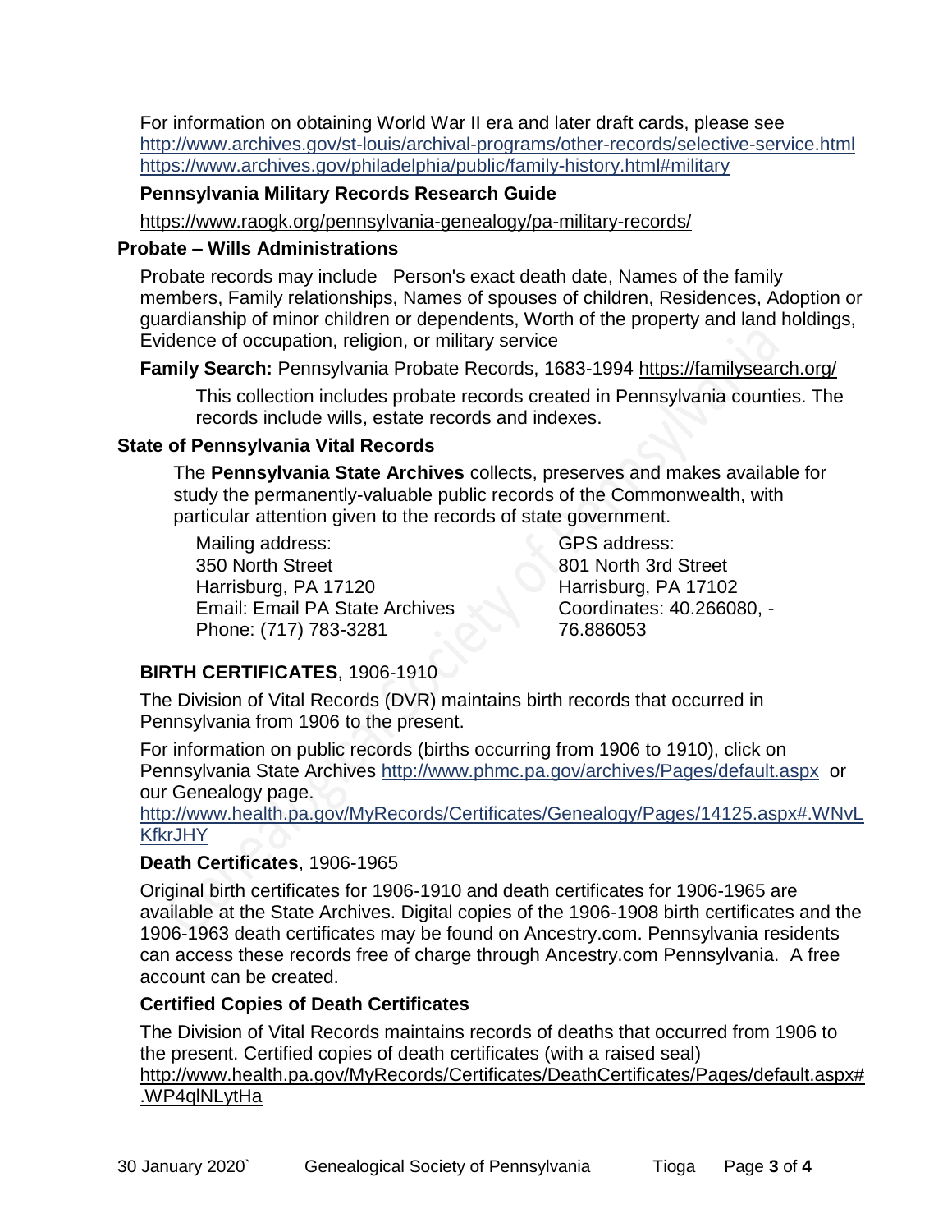For information on obtaining World War II era and later draft cards, please see
http://www.archives.gov/st-louis/archival-programs/other-records/selective-service.html
https://www.archives.gov/philadelphia/public/family-history.html#military

**Pennsylvania Military Records Research Guide**

https://www.raogk.org/pennsylvania-genealogy/pa-military-records/

### Probate – Wills Administrations

Probate records may include  Person's exact death date, Names of the family members, Family relationships, Names of spouses of children, Residences, Adoption or guardianship of minor children or dependents, Worth of the property and land holdings, Evidence of occupation, religion, or military service

**Family Search:** Pennsylvania Probate Records, 1683-1994 https://familysearch.org/

This collection includes probate records created in Pennsylvania counties. The records include wills, estate records and indexes.

### State of Pennsylvania Vital Records

The **Pennsylvania State Archives** collects, preserves and makes available for study the permanently-valuable public records of the Commonwealth, with particular attention given to the records of state government.

Mailing address:
350 North Street
Harrisburg, PA 17120
Email: Email PA State Archives
Phone: (717) 783-3281

GPS address:
801 North 3rd Street
Harrisburg, PA 17102
Coordinates: 40.266080, -76.886053

**BIRTH CERTIFICATES**, 1906-1910

The Division of Vital Records (DVR) maintains birth records that occurred in Pennsylvania from 1906 to the present.

For information on public records (births occurring from 1906 to 1910), click on Pennsylvania State Archives http://www.phmc.pa.gov/archives/Pages/default.aspx or our Genealogy page.
http://www.health.pa.gov/MyRecords/Certificates/Genealogy/Pages/14125.aspx#.WNvLKfkrJHY

**Death Certificates**, 1906-1965

Original birth certificates for 1906-1910 and death certificates for 1906-1965 are available at the State Archives. Digital copies of the 1906-1908 birth certificates and the 1906-1963 death certificates may be found on Ancestry.com. Pennsylvania residents can access these records free of charge through Ancestry.com Pennsylvania. A free account can be created.

**Certified Copies of Death Certificates**

The Division of Vital Records maintains records of deaths that occurred from 1906 to the present. Certified copies of death certificates (with a raised seal)
http://www.health.pa.gov/MyRecords/Certificates/DeathCertificates/Pages/default.aspx#.WP4qlNLytHa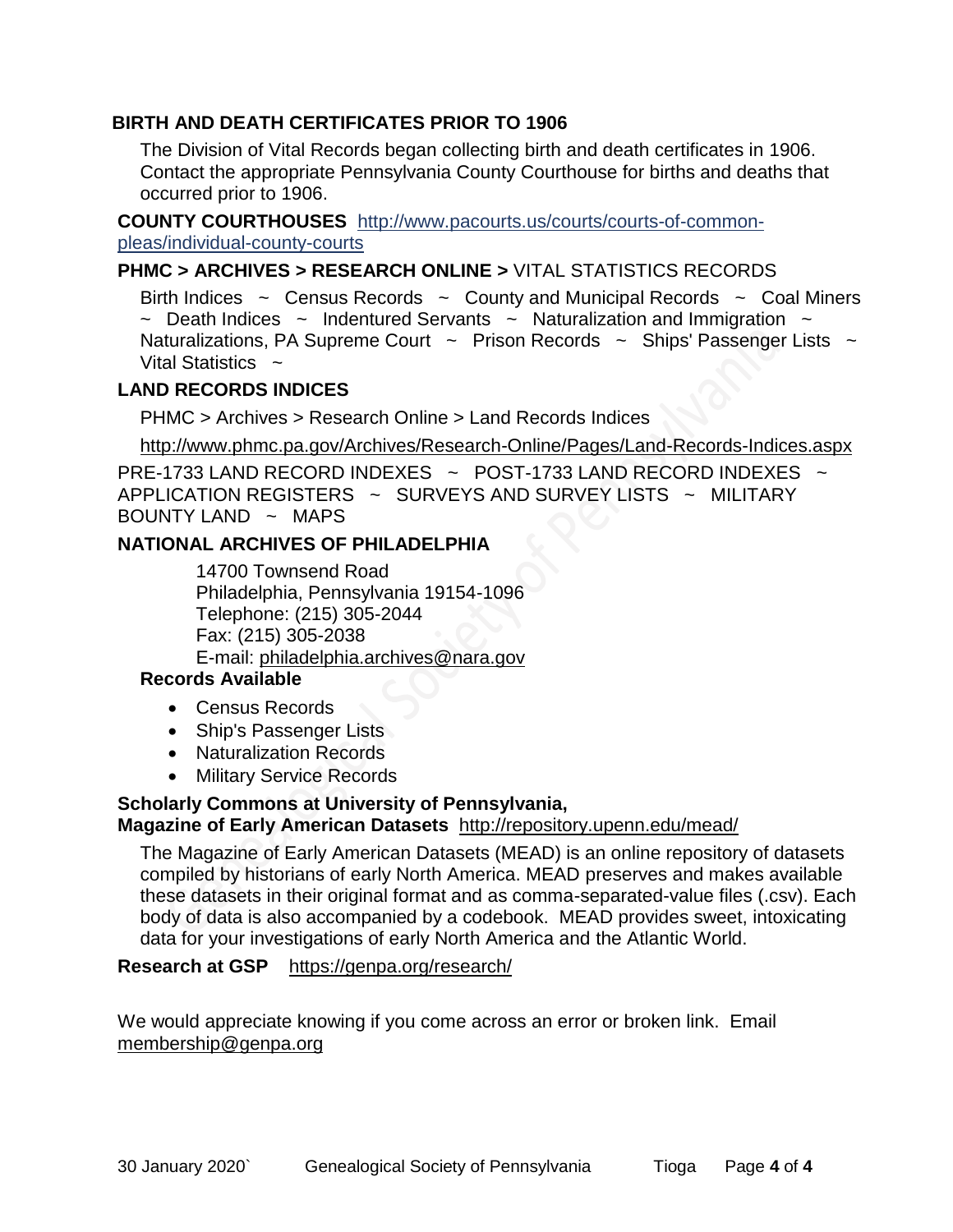**BIRTH AND DEATH CERTIFICATES PRIOR TO 1906**

The Division of Vital Records began collecting birth and death certificates in 1906. Contact the appropriate Pennsylvania County Courthouse for births and deaths that occurred prior to 1906.

**COUNTY COURTHOUSES** http://www.pacourts.us/courts/courts-of-common-pleas/individual-county-courts

**PHMC > ARCHIVES > RESEARCH ONLINE >** VITAL STATISTICS RECORDS

Birth Indices ~ Census Records ~ County and Municipal Records ~ Coal Miners ~ Death Indices ~ Indentured Servants ~ Naturalization and Immigration ~ Naturalizations, PA Supreme Court ~ Prison Records ~ Ships' Passenger Lists ~ Vital Statistics ~

**LAND RECORDS INDICES**

PHMC > Archives > Research Online > Land Records Indices

http://www.phmc.pa.gov/Archives/Research-Online/Pages/Land-Records-Indices.aspx

PRE-1733 LAND RECORD INDEXES ~ POST-1733 LAND RECORD INDEXES ~ APPLICATION REGISTERS ~ SURVEYS AND SURVEY LISTS ~ MILITARY BOUNTY LAND ~ MAPS

**NATIONAL ARCHIVES OF PHILADELPHIA**

14700 Townsend Road
Philadelphia, Pennsylvania 19154-1096
Telephone: (215) 305-2044
Fax: (215) 305-2038
E-mail: philadelphia.archives@nara.gov

**Records Available**

- Census Records
- Ship's Passenger Lists
- Naturalization Records
- Military Service Records

**Scholarly Commons at University of Pennsylvania,**
**Magazine of Early American Datasets** http://repository.upenn.edu/mead/

The Magazine of Early American Datasets (MEAD) is an online repository of datasets compiled by historians of early North America. MEAD preserves and makes available these datasets in their original format and as comma-separated-value files (.csv). Each body of data is also accompanied by a codebook. MEAD provides sweet, intoxicating data for your investigations of early North America and the Atlantic World.

**Research at GSP** https://genpa.org/research/

We would appreciate knowing if you come across an error or broken link. Email membership@genpa.org